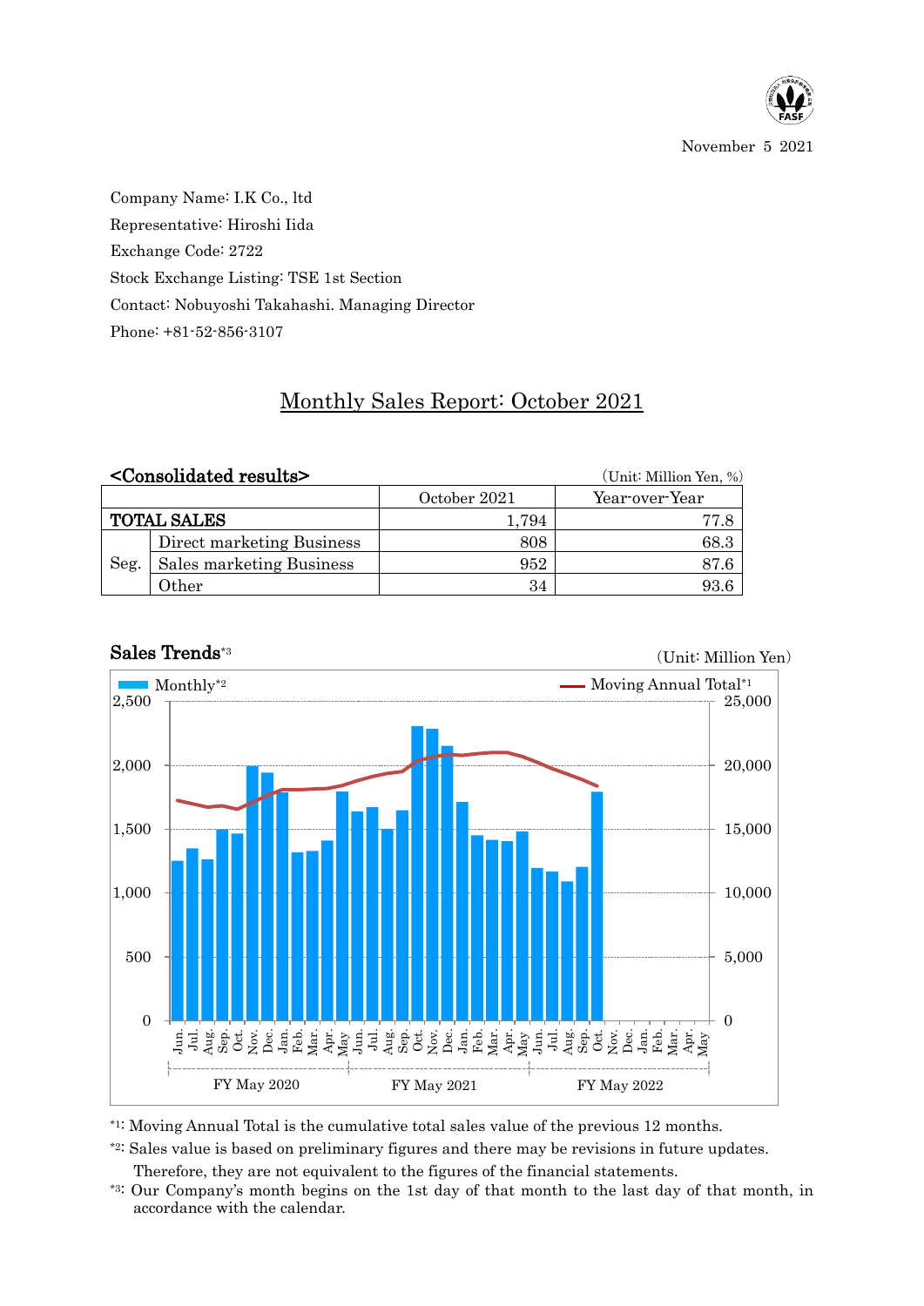November 5 2021

Company Name: I.K Co., ltd

Representative: Hiroshi Iida

Exchange Code: 2722

Stock Exchange Listing: TSE 1st Section

Contact: Nobuyoshi Takahashi. Managing Director

Phone: +81-52-856-3107

# Monthly Sales Report: October 2021

## <Consolidated results>

(Unit: Million Yen, %)

| | | October 2021 | Year-over-Year |
|---|---|---|---|
| TOTAL SALES | | 1,794 | 77.8 |
| Seg. | Direct marketing Business | 808 | 68.3 |
| | Sales marketing Business | 952 | 87.6 |
| | Other | 34 | 93.6 |

## Sales Trends[*3]

(Unit: Million Yen)

Monthly[*2] — Moving Annual Total[*1]

FY May 2020 / FY May 2021 / FY May 2022

*1: Moving Annual Total is the cumulative total sales value of the previous 12 months.

*2: Sales value is based on preliminary figures and there may be revisions in future updates. Therefore, they are not equivalent to the figures of the financial statements.

*3: Our Company's month begins on the 1st day of that month to the last day of that month, in accordance with the calendar.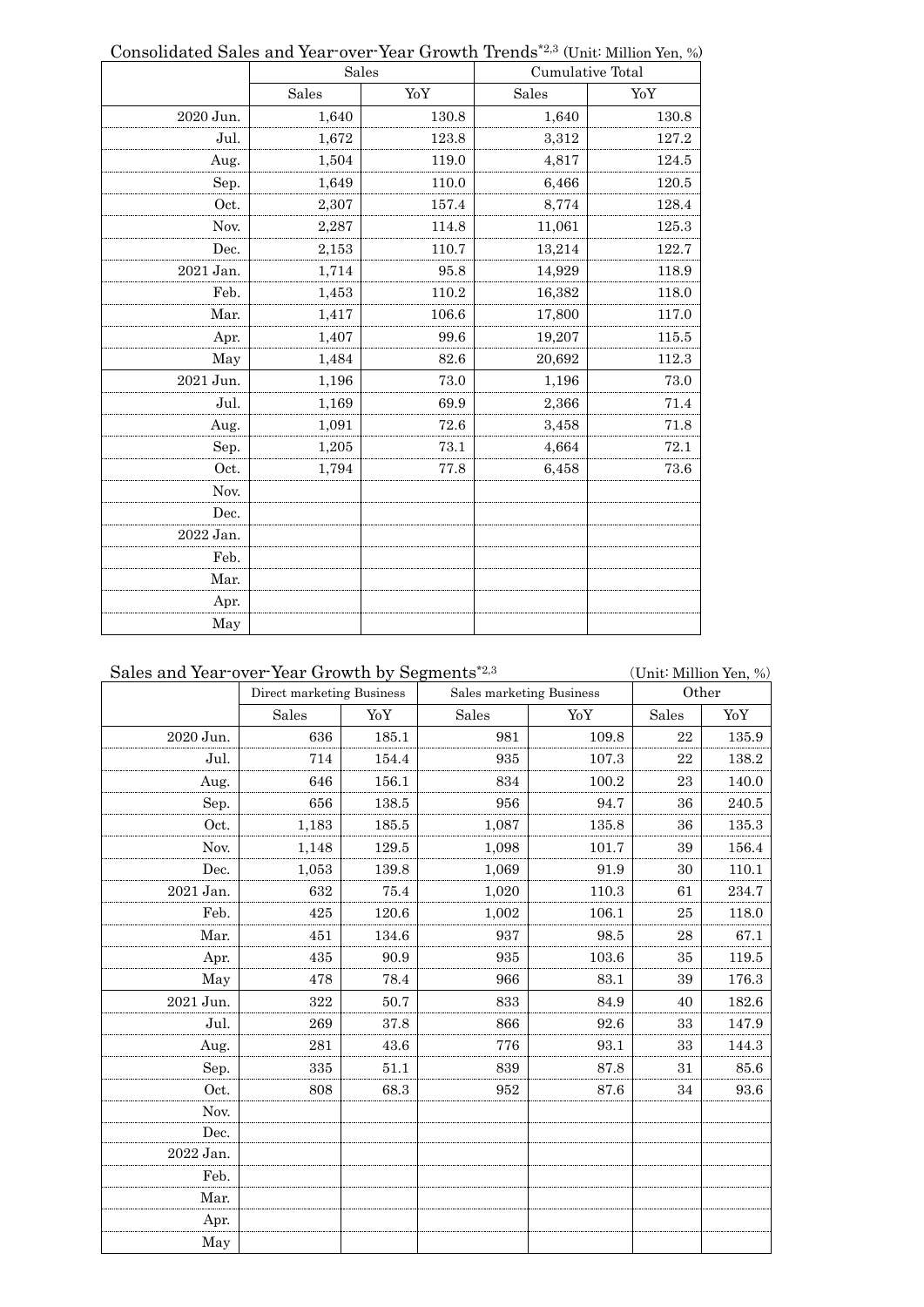Consolidated Sales and Year-over-Year Growth Trends[*2,3] (Unit: Million Yen, %)

| | Sales | | Cumulative Total | |
|---|---|---|---|---|
| | Sales | YoY | Sales | YoY |
| 2020 Jun. | 1,640 | 130.8 | 1,640 | 130.8 |
| Jul. | 1,672 | 123.8 | 3,312 | 127.2 |
| Aug. | 1,504 | 119.0 | 4,817 | 124.5 |
| Sep. | 1,649 | 110.0 | 6,466 | 120.5 |
| Oct. | 2,307 | 157.4 | 8,774 | 128.4 |
| Nov. | 2,287 | 114.8 | 11,061 | 125.3 |
| Dec. | 2,153 | 110.7 | 13,214 | 122.7 |
| 2021 Jan. | 1,714 | 95.8 | 14,929 | 118.9 |
| Feb. | 1,453 | 110.2 | 16,382 | 118.0 |
| Mar. | 1,417 | 106.6 | 17,800 | 117.0 |
| Apr. | 1,407 | 99.6 | 19,207 | 115.5 |
| May | 1,484 | 82.6 | 20,692 | 112.3 |
| 2021 Jun. | 1,196 | 73.0 | 1,196 | 73.0 |
| Jul. | 1,169 | 69.9 | 2,366 | 71.4 |
| Aug. | 1,091 | 72.6 | 3,458 | 71.8 |
| Sep. | 1,205 | 73.1 | 4,664 | 72.1 |
| Oct. | 1,794 | 77.8 | 6,458 | 73.6 |
| Nov. | | | | |
| Dec. | | | | |
| 2022 Jan. | | | | |
| Feb. | | | | |
| Mar. | | | | |
| Apr. | | | | |
| May | | | | |

Sales and Year-over-Year Growth by Segments[*2,3] (Unit: Million Yen, %)

| | Direct marketing Business | | Sales marketing Business | | Other | |
|---|---|---|---|---|---|---|
| | Sales | YoY | Sales | YoY | Sales | YoY |
| 2020 Jun. | 636 | 185.1 | 981 | 109.8 | 22 | 135.9 |
| Jul. | 714 | 154.4 | 935 | 107.3 | 22 | 138.2 |
| Aug. | 646 | 156.1 | 834 | 100.2 | 23 | 140.0 |
| Sep. | 656 | 138.5 | 956 | 94.7 | 36 | 240.5 |
| Oct. | 1,183 | 185.5 | 1,087 | 135.8 | 36 | 135.3 |
| Nov. | 1,148 | 129.5 | 1,098 | 101.7 | 39 | 156.4 |
| Dec. | 1,053 | 139.8 | 1,069 | 91.9 | 30 | 110.1 |
| 2021 Jan. | 632 | 75.4 | 1,020 | 110.3 | 61 | 234.7 |
| Feb. | 425 | 120.6 | 1,002 | 106.1 | 25 | 118.0 |
| Mar. | 451 | 134.6 | 937 | 98.5 | 28 | 67.1 |
| Apr. | 435 | 90.9 | 935 | 103.6 | 35 | 119.5 |
| May | 478 | 78.4 | 966 | 83.1 | 39 | 176.3 |
| 2021 Jun. | 322 | 50.7 | 833 | 84.9 | 40 | 182.6 |
| Jul. | 269 | 37.8 | 866 | 92.6 | 33 | 147.9 |
| Aug. | 281 | 43.6 | 776 | 93.1 | 33 | 144.3 |
| Sep. | 335 | 51.1 | 839 | 87.8 | 31 | 85.6 |
| Oct. | 808 | 68.3 | 952 | 87.6 | 34 | 93.6 |
| Nov. | | | | | | |
| Dec. | | | | | | |
| 2022 Jan. | | | | | | |
| Feb. | | | | | | |
| Mar. | | | | | | |
| Apr. | | | | | | |
| May | | | | | | |